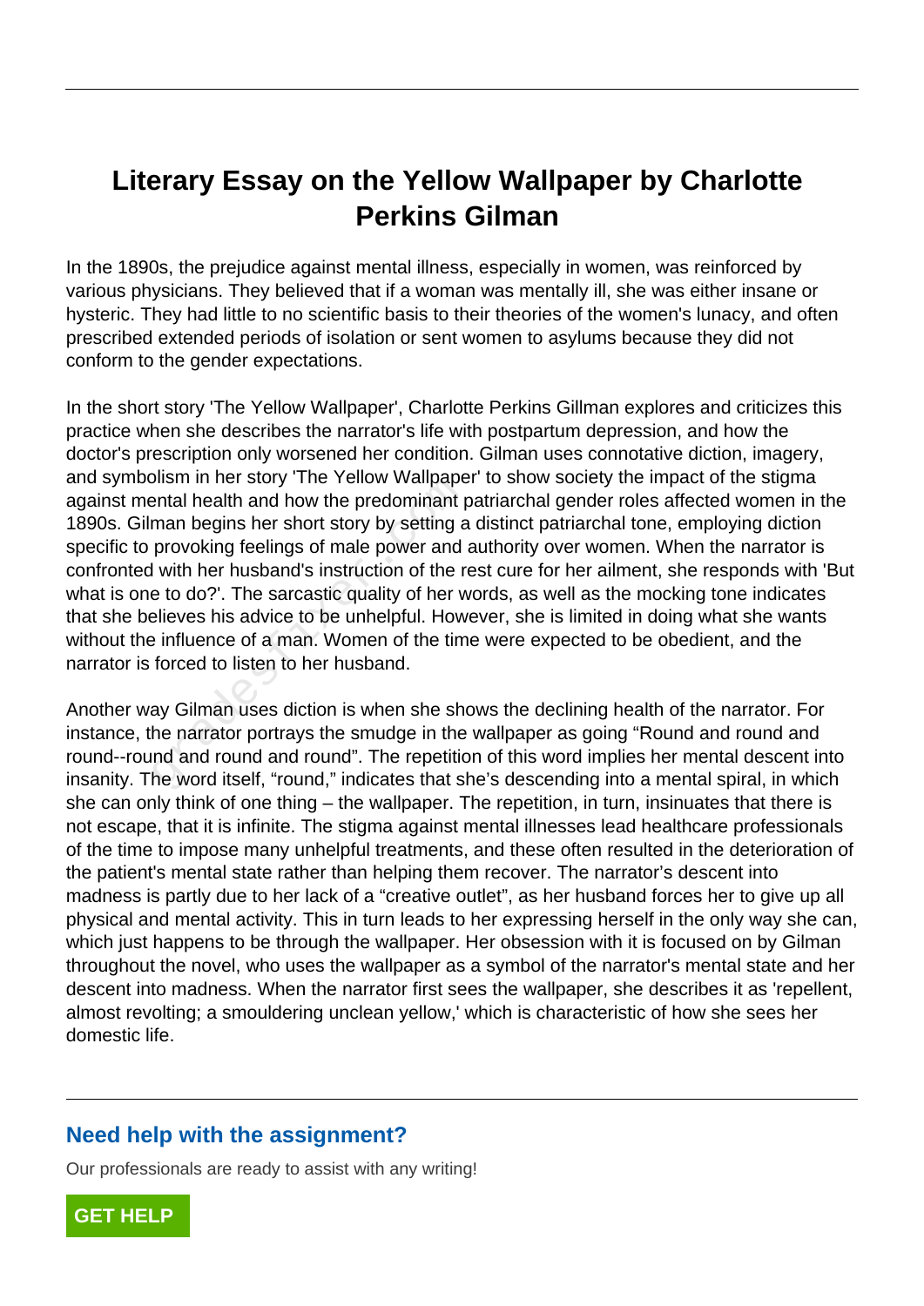# Literary Essay on the Yellow Wallpaper by Charlotte Perkins Gilman

In the 1890s, the prejudice against mental illness, especially in women, was reinforced by various physicians. They believed that if a woman was mentally ill, she was either insane or hysteric. They had little to no scientific basis to their theories of the women's lunacy, and often prescribed extended periods of isolation or sent women to asylums because they did not conform to the gender expectations.

In the short story 'The Yellow Wallpaper', Charlotte Perkins Gillman explores and criticizes this practice when she describes the narrator's life with postpartum depression, and how the doctor's prescription only worsened her condition. Gilman uses connotative diction, imagery, and symbolism in her story 'The Yellow Wallpaper' to show society the impact of the stigma against mental health and how the predominant patriarchal gender roles affected women in the 1890s. Gilman begins her short story by setting a distinct patriarchal tone, employing diction specific to provoking feelings of male power and authority over women. When the narrator is confronted with her husband's instruction of the rest cure for her ailment, she responds with 'But what is one to do?'. The sarcastic quality of her words, as well as the mocking tone indicates that she believes his advice to be unhelpful. However, she is limited in doing what she wants without the influence of a man. Women of the time were expected to be obedient, and the narrator is forced to listen to her husband.

Another way Gilman uses diction is when she shows the declining health of the narrator. For instance, the narrator portrays the smudge in the wallpaper as going “Round and round and round--round and round and round”. The repetition of this word implies her mental descent into insanity. The word itself, “round,” indicates that she’s descending into a mental spiral, in which she can only think of one thing – the wallpaper. The repetition, in turn, insinuates that there is not escape, that it is infinite. The stigma against mental illnesses lead healthcare professionals of the time to impose many unhelpful treatments, and these often resulted in the deterioration of the patient's mental state rather than helping them recover. The narrator’s descent into madness is partly due to her lack of a “creative outlet”, as her husband forces her to give up all physical and mental activity. This in turn leads to her expressing herself in the only way she can, which just happens to be through the wallpaper. Her obsession with it is focused on by Gilman throughout the novel, who uses the wallpaper as a symbol of the narrator's mental state and her descent into madness. When the narrator first sees the wallpaper, she describes it as 'repellent, almost revolting; a smouldering unclean yellow,' which is characteristic of how she sees her domestic life.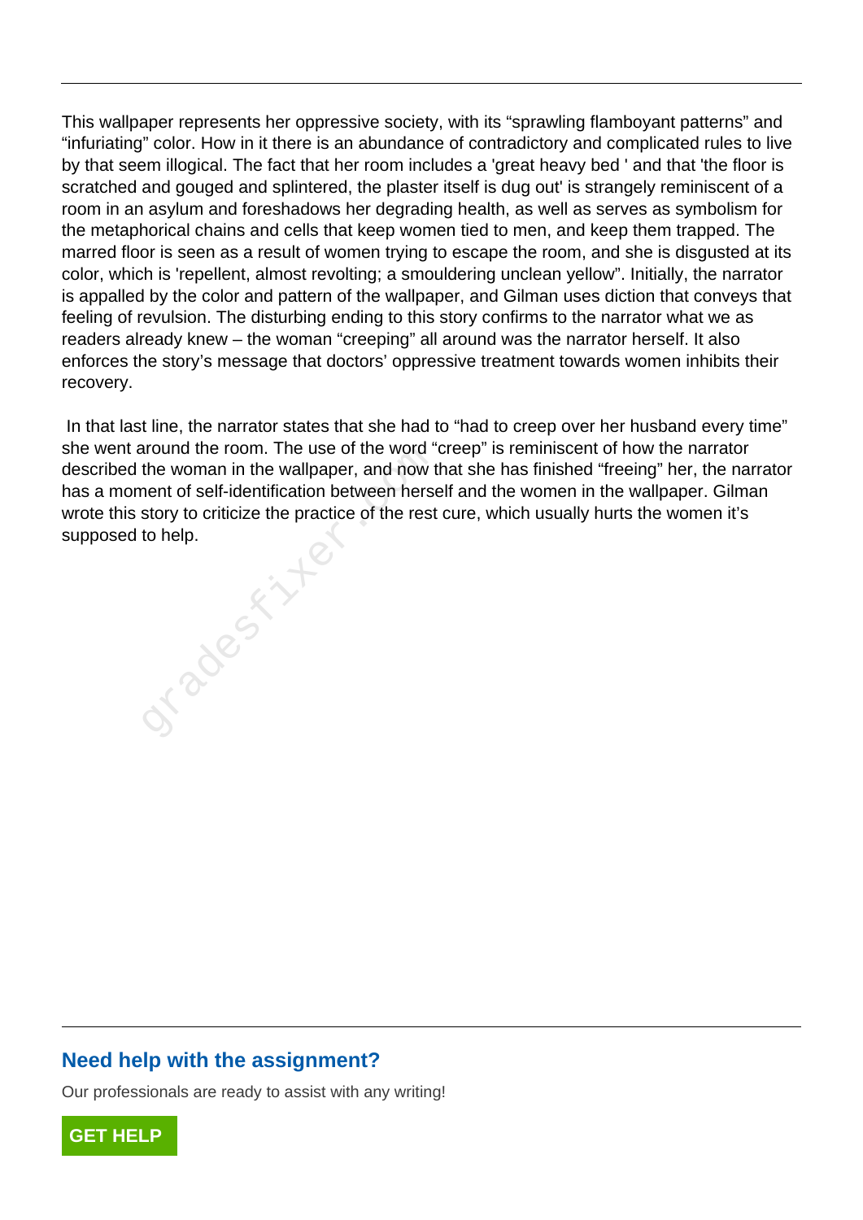This wallpaper represents her oppressive society, with its “sprawling flamboyant patterns” and “infuriating” color. How in it there is an abundance of contradictory and complicated rules to live by that seem illogical. The fact that her room includes a 'great heavy bed ' and that 'the floor is scratched and gouged and splintered, the plaster itself is dug out' is strangely reminiscent of a room in an asylum and foreshadows her degrading health, as well as serves as symbolism for the metaphorical chains and cells that keep women tied to men, and keep them trapped. The marred floor is seen as a result of women trying to escape the room, and she is disgusted at its color, which is 'repellent, almost revolting; a smouldering unclean yellow”. Initially, the narrator is appalled by the color and pattern of the wallpaper, and Gilman uses diction that conveys that feeling of revulsion. The disturbing ending to this story confirms to the narrator what we as readers already knew – the woman “creeping” all around was the narrator herself. It also enforces the story’s message that doctors’ oppressive treatment towards women inhibits their recovery.

In that last line, the narrator states that she had to “had to creep over her husband every time” she went around the room. The use of the word “creep” is reminiscent of how the narrator described the woman in the wallpaper, and now that she has finished “freeing” her, the narrator has a moment of self-identification between herself and the women in the wallpaper. Gilman wrote this story to criticize the practice of the rest cure, which usually hurts the women it’s supposed to help.

## Need help with the assignment?

Our professionals are ready to assist with any writing!

**GET HELP**